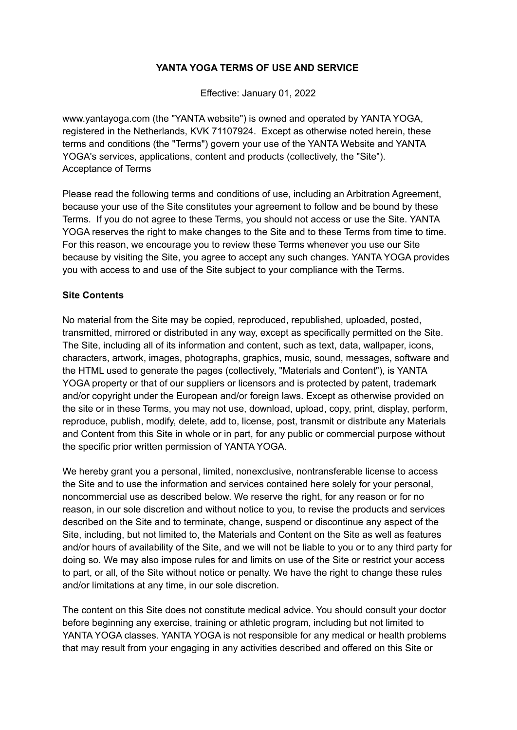# YANTA YOGA TERMS OF USE AND SERVICE

Effective: January 01, 2022

www.yantayoga.com (the "YANTA website") is owned and operated by YANTA YOGA, registered in the Netherlands, KVK 71107924. Except as otherwise noted herein, these terms and conditions (the "Terms") govern your use of the YANTA Website and YANTA YOGA's services, applications, content and products (collectively, the "Site"). Acceptance of Terms

Please read the following terms and conditions of use, including an Arbitration Agreement, because your use of the Site constitutes your agreement to follow and be bound by these Terms. If you do not agree to these Terms, you should not access or use the Site. YANTA YOGA reserves the right to make changes to the Site and to these Terms from time to time. For this reason, we encourage you to review these Terms whenever you use our Site because by visiting the Site, you agree to accept any such changes. YANTA YOGA provides you with access to and use of the Site subject to your compliance with the Terms.

**Site Contents**

No material from the Site may be copied, reproduced, republished, uploaded, posted, transmitted, mirrored or distributed in any way, except as specifically permitted on the Site. The Site, including all of its information and content, such as text, data, wallpaper, icons, characters, artwork, images, photographs, graphics, music, sound, messages, software and the HTML used to generate the pages (collectively, "Materials and Content"), is YANTA YOGA property or that of our suppliers or licensors and is protected by patent, trademark and/or copyright under the European and/or foreign laws. Except as otherwise provided on the site or in these Terms, you may not use, download, upload, copy, print, display, perform, reproduce, publish, modify, delete, add to, license, post, transmit or distribute any Materials and Content from this Site in whole or in part, for any public or commercial purpose without the specific prior written permission of YANTA YOGA.

We hereby grant you a personal, limited, nonexclusive, nontransferable license to access the Site and to use the information and services contained here solely for your personal, noncommercial use as described below. We reserve the right, for any reason or for no reason, in our sole discretion and without notice to you, to revise the products and services described on the Site and to terminate, change, suspend or discontinue any aspect of the Site, including, but not limited to, the Materials and Content on the Site as well as features and/or hours of availability of the Site, and we will not be liable to you or to any third party for doing so. We may also impose rules for and limits on use of the Site or restrict your access to part, or all, of the Site without notice or penalty. We have the right to change these rules and/or limitations at any time, in our sole discretion.

The content on this Site does not constitute medical advice. You should consult your doctor before beginning any exercise, training or athletic program, including but not limited to YANTA YOGA classes. YANTA YOGA is not responsible for any medical or health problems that may result from your engaging in any activities described and offered on this Site or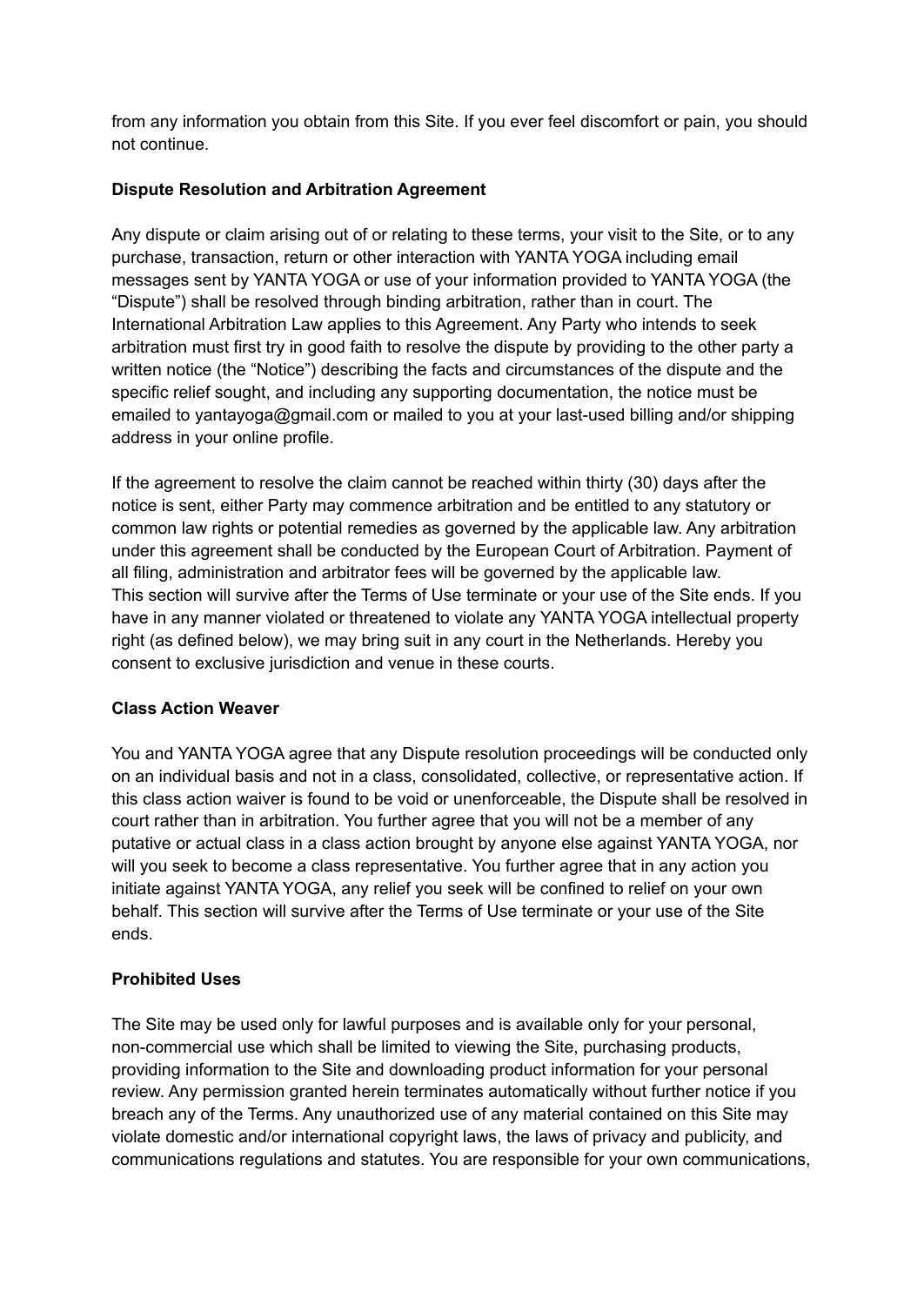from any information you obtain from this Site. If you ever feel discomfort or pain, you should not continue.

**Dispute Resolution and Arbitration Agreement**

Any dispute or claim arising out of or relating to these terms, your visit to the Site, or to any purchase, transaction, return or other interaction with YANTA YOGA including email messages sent by YANTA YOGA or use of your information provided to YANTA YOGA (the "Dispute") shall be resolved through binding arbitration, rather than in court. The International Arbitration Law applies to this Agreement. Any Party who intends to seek arbitration must first try in good faith to resolve the dispute by providing to the other party a written notice (the "Notice") describing the facts and circumstances of the dispute and the specific relief sought, and including any supporting documentation, the notice must be emailed to yantayoga@gmail.com or mailed to you at your last-used billing and/or shipping address in your online profile.

If the agreement to resolve the claim cannot be reached within thirty (30) days after the notice is sent, either Party may commence arbitration and be entitled to any statutory or common law rights or potential remedies as governed by the applicable law. Any arbitration under this agreement shall be conducted by the European Court of Arbitration. Payment of all filing, administration and arbitrator fees will be governed by the applicable law.
This section will survive after the Terms of Use terminate or your use of the Site ends. If you have in any manner violated or threatened to violate any YANTA YOGA intellectual property right (as defined below), we may bring suit in any court in the Netherlands. Hereby you consent to exclusive jurisdiction and venue in these courts.

**Class Action Weaver**

You and YANTA YOGA agree that any Dispute resolution proceedings will be conducted only on an individual basis and not in a class, consolidated, collective, or representative action. If this class action waiver is found to be void or unenforceable, the Dispute shall be resolved in court rather than in arbitration. You further agree that you will not be a member of any putative or actual class in a class action brought by anyone else against YANTA YOGA, nor will you seek to become a class representative. You further agree that in any action you initiate against YANTA YOGA, any relief you seek will be confined to relief on your own behalf. This section will survive after the Terms of Use terminate or your use of the Site ends.

**Prohibited Uses**

The Site may be used only for lawful purposes and is available only for your personal, non-commercial use which shall be limited to viewing the Site, purchasing products, providing information to the Site and downloading product information for your personal review. Any permission granted herein terminates automatically without further notice if you breach any of the Terms. Any unauthorized use of any material contained on this Site may violate domestic and/or international copyright laws, the laws of privacy and publicity, and communications regulations and statutes. You are responsible for your own communications,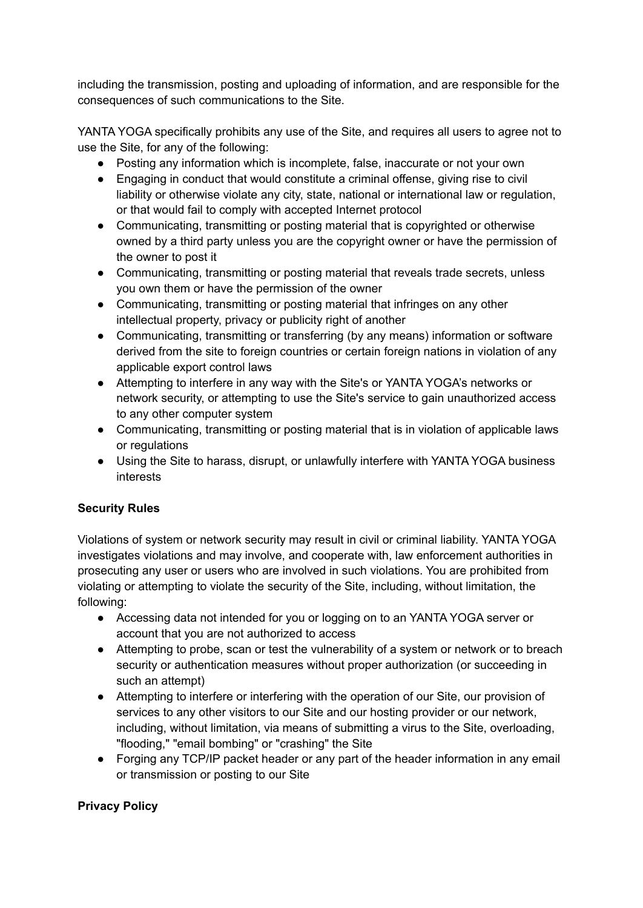including the transmission, posting and uploading of information, and are responsible for the consequences of such communications to the Site.

YANTA YOGA specifically prohibits any use of the Site, and requires all users to agree not to use the Site, for any of the following:

- Posting any information which is incomplete, false, inaccurate or not your own
- Engaging in conduct that would constitute a criminal offense, giving rise to civil liability or otherwise violate any city, state, national or international law or regulation, or that would fail to comply with accepted Internet protocol
- Communicating, transmitting or posting material that is copyrighted or otherwise owned by a third party unless you are the copyright owner or have the permission of the owner to post it
- Communicating, transmitting or posting material that reveals trade secrets, unless you own them or have the permission of the owner
- Communicating, transmitting or posting material that infringes on any other intellectual property, privacy or publicity right of another
- Communicating, transmitting or transferring (by any means) information or software derived from the site to foreign countries or certain foreign nations in violation of any applicable export control laws
- Attempting to interfere in any way with the Site's or YANTA YOGA's networks or network security, or attempting to use the Site's service to gain unauthorized access to any other computer system
- Communicating, transmitting or posting material that is in violation of applicable laws or regulations
- Using the Site to harass, disrupt, or unlawfully interfere with YANTA YOGA business interests

**Security Rules**

Violations of system or network security may result in civil or criminal liability. YANTA YOGA investigates violations and may involve, and cooperate with, law enforcement authorities in prosecuting any user or users who are involved in such violations. You are prohibited from violating or attempting to violate the security of the Site, including, without limitation, the following:

- Accessing data not intended for you or logging on to an YANTA YOGA server or account that you are not authorized to access
- Attempting to probe, scan or test the vulnerability of a system or network or to breach security or authentication measures without proper authorization (or succeeding in such an attempt)
- Attempting to interfere or interfering with the operation of our Site, our provision of services to any other visitors to our Site and our hosting provider or our network, including, without limitation, via means of submitting a virus to the Site, overloading, "flooding," "email bombing" or "crashing" the Site
- Forging any TCP/IP packet header or any part of the header information in any email or transmission or posting to our Site

**Privacy Policy**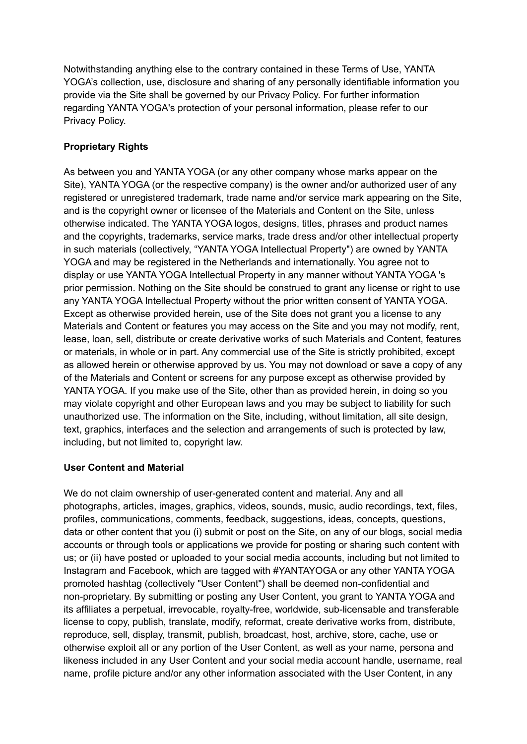Notwithstanding anything else to the contrary contained in these Terms of Use, YANTA YOGA's collection, use, disclosure and sharing of any personally identifiable information you provide via the Site shall be governed by our Privacy Policy. For further information regarding YANTA YOGA's protection of your personal information, please refer to our Privacy Policy.

**Proprietary Rights**

As between you and YANTA YOGA (or any other company whose marks appear on the Site), YANTA YOGA (or the respective company) is the owner and/or authorized user of any registered or unregistered trademark, trade name and/or service mark appearing on the Site, and is the copyright owner or licensee of the Materials and Content on the Site, unless otherwise indicated. The YANTA YOGA logos, designs, titles, phrases and product names and the copyrights, trademarks, service marks, trade dress and/or other intellectual property in such materials (collectively, "YANTA YOGA Intellectual Property") are owned by YANTA YOGA and may be registered in the Netherlands and internationally. You agree not to display or use YANTA YOGA Intellectual Property in any manner without YANTA YOGA 's prior permission. Nothing on the Site should be construed to grant any license or right to use any YANTA YOGA Intellectual Property without the prior written consent of YANTA YOGA. Except as otherwise provided herein, use of the Site does not grant you a license to any Materials and Content or features you may access on the Site and you may not modify, rent, lease, loan, sell, distribute or create derivative works of such Materials and Content, features or materials, in whole or in part. Any commercial use of the Site is strictly prohibited, except as allowed herein or otherwise approved by us. You may not download or save a copy of any of the Materials and Content or screens for any purpose except as otherwise provided by YANTA YOGA. If you make use of the Site, other than as provided herein, in doing so you may violate copyright and other European laws and you may be subject to liability for such unauthorized use. The information on the Site, including, without limitation, all site design, text, graphics, interfaces and the selection and arrangements of such is protected by law, including, but not limited to, copyright law.

**User Content and Material**

We do not claim ownership of user-generated content and material. Any and all photographs, articles, images, graphics, videos, sounds, music, audio recordings, text, files, profiles, communications, comments, feedback, suggestions, ideas, concepts, questions, data or other content that you (i) submit or post on the Site, on any of our blogs, social media accounts or through tools or applications we provide for posting or sharing such content with us; or (ii) have posted or uploaded to your social media accounts, including but not limited to Instagram and Facebook, which are tagged with #YANTAYOGA or any other YANTA YOGA promoted hashtag (collectively "User Content") shall be deemed non-confidential and non-proprietary. By submitting or posting any User Content, you grant to YANTA YOGA and its affiliates a perpetual, irrevocable, royalty-free, worldwide, sub-licensable and transferable license to copy, publish, translate, modify, reformat, create derivative works from, distribute, reproduce, sell, display, transmit, publish, broadcast, host, archive, store, cache, use or otherwise exploit all or any portion of the User Content, as well as your name, persona and likeness included in any User Content and your social media account handle, username, real name, profile picture and/or any other information associated with the User Content, in any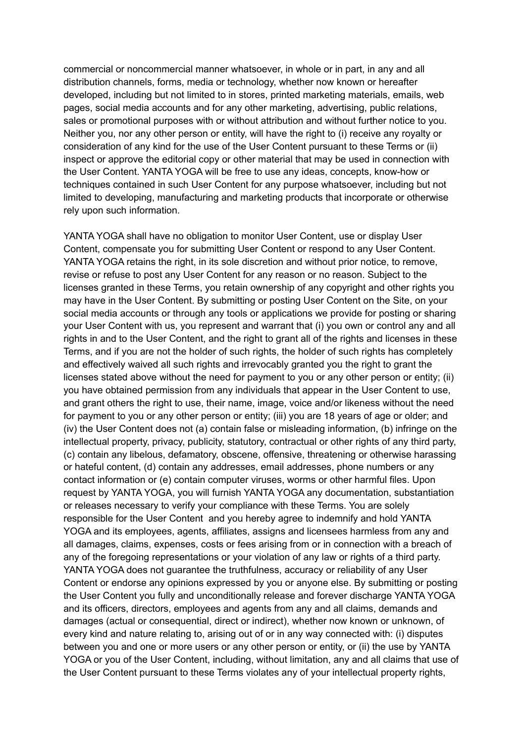commercial or noncommercial manner whatsoever, in whole or in part, in any and all distribution channels, forms, media or technology, whether now known or hereafter developed, including but not limited to in stores, printed marketing materials, emails, web pages, social media accounts and for any other marketing, advertising, public relations, sales or promotional purposes with or without attribution and without further notice to you. Neither you, nor any other person or entity, will have the right to (i) receive any royalty or consideration of any kind for the use of the User Content pursuant to these Terms or (ii) inspect or approve the editorial copy or other material that may be used in connection with the User Content. YANTA YOGA will be free to use any ideas, concepts, know-how or techniques contained in such User Content for any purpose whatsoever, including but not limited to developing, manufacturing and marketing products that incorporate or otherwise rely upon such information.

YANTA YOGA shall have no obligation to monitor User Content, use or display User Content, compensate you for submitting User Content or respond to any User Content. YANTA YOGA retains the right, in its sole discretion and without prior notice, to remove, revise or refuse to post any User Content for any reason or no reason. Subject to the licenses granted in these Terms, you retain ownership of any copyright and other rights you may have in the User Content. By submitting or posting User Content on the Site, on your social media accounts or through any tools or applications we provide for posting or sharing your User Content with us, you represent and warrant that (i) you own or control any and all rights in and to the User Content, and the right to grant all of the rights and licenses in these Terms, and if you are not the holder of such rights, the holder of such rights has completely and effectively waived all such rights and irrevocably granted you the right to grant the licenses stated above without the need for payment to you or any other person or entity; (ii) you have obtained permission from any individuals that appear in the User Content to use, and grant others the right to use, their name, image, voice and/or likeness without the need for payment to you or any other person or entity; (iii) you are 18 years of age or older; and (iv) the User Content does not (a) contain false or misleading information, (b) infringe on the intellectual property, privacy, publicity, statutory, contractual or other rights of any third party, (c) contain any libelous, defamatory, obscene, offensive, threatening or otherwise harassing or hateful content, (d) contain any addresses, email addresses, phone numbers or any contact information or (e) contain computer viruses, worms or other harmful files. Upon request by YANTA YOGA, you will furnish YANTA YOGA any documentation, substantiation or releases necessary to verify your compliance with these Terms. You are solely responsible for the User Content and you hereby agree to indemnify and hold YANTA YOGA and its employees, agents, affiliates, assigns and licensees harmless from any and all damages, claims, expenses, costs or fees arising from or in connection with a breach of any of the foregoing representations or your violation of any law or rights of a third party. YANTA YOGA does not guarantee the truthfulness, accuracy or reliability of any User Content or endorse any opinions expressed by you or anyone else. By submitting or posting the User Content you fully and unconditionally release and forever discharge YANTA YOGA and its officers, directors, employees and agents from any and all claims, demands and damages (actual or consequential, direct or indirect), whether now known or unknown, of every kind and nature relating to, arising out of or in any way connected with: (i) disputes between you and one or more users or any other person or entity, or (ii) the use by YANTA YOGA or you of the User Content, including, without limitation, any and all claims that use of the User Content pursuant to these Terms violates any of your intellectual property rights,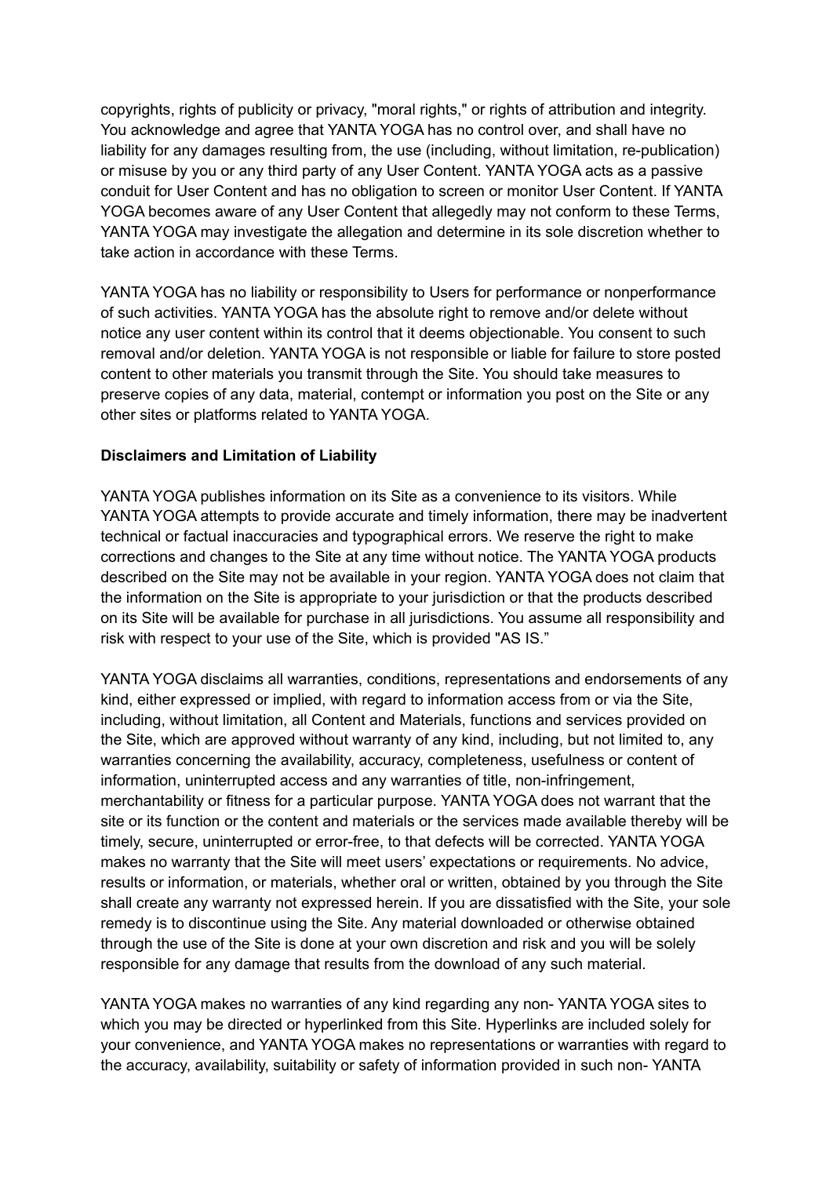copyrights, rights of publicity or privacy, "moral rights," or rights of attribution and integrity. You acknowledge and agree that YANTA YOGA has no control over, and shall have no liability for any damages resulting from, the use (including, without limitation, re-publication) or misuse by you or any third party of any User Content. YANTA YOGA acts as a passive conduit for User Content and has no obligation to screen or monitor User Content. If YANTA YOGA becomes aware of any User Content that allegedly may not conform to these Terms, YANTA YOGA may investigate the allegation and determine in its sole discretion whether to take action in accordance with these Terms.

YANTA YOGA has no liability or responsibility to Users for performance or nonperformance of such activities. YANTA YOGA has the absolute right to remove and/or delete without notice any user content within its control that it deems objectionable. You consent to such removal and/or deletion. YANTA YOGA is not responsible or liable for failure to store posted content to other materials you transmit through the Site. You should take measures to preserve copies of any data, material, contempt or information you post on the Site or any other sites or platforms related to YANTA YOGA.

**Disclaimers and Limitation of Liability**

YANTA YOGA publishes information on its Site as a convenience to its visitors. While YANTA YOGA attempts to provide accurate and timely information, there may be inadvertent technical or factual inaccuracies and typographical errors. We reserve the right to make corrections and changes to the Site at any time without notice. The YANTA YOGA products described on the Site may not be available in your region. YANTA YOGA does not claim that the information on the Site is appropriate to your jurisdiction or that the products described on its Site will be available for purchase in all jurisdictions. You assume all responsibility and risk with respect to your use of the Site, which is provided "AS IS."

YANTA YOGA disclaims all warranties, conditions, representations and endorsements of any kind, either expressed or implied, with regard to information access from or via the Site, including, without limitation, all Content and Materials, functions and services provided on the Site, which are approved without warranty of any kind, including, but not limited to, any warranties concerning the availability, accuracy, completeness, usefulness or content of information, uninterrupted access and any warranties of title, non-infringement, merchantability or fitness for a particular purpose. YANTA YOGA does not warrant that the site or its function or the content and materials or the services made available thereby will be timely, secure, uninterrupted or error-free, to that defects will be corrected. YANTA YOGA makes no warranty that the Site will meet users' expectations or requirements. No advice, results or information, or materials, whether oral or written, obtained by you through the Site shall create any warranty not expressed herein. If you are dissatisfied with the Site, your sole remedy is to discontinue using the Site. Any material downloaded or otherwise obtained through the use of the Site is done at your own discretion and risk and you will be solely responsible for any damage that results from the download of any such material.

YANTA YOGA makes no warranties of any kind regarding any non- YANTA YOGA sites to which you may be directed or hyperlinked from this Site. Hyperlinks are included solely for your convenience, and YANTA YOGA makes no representations or warranties with regard to the accuracy, availability, suitability or safety of information provided in such non- YANTA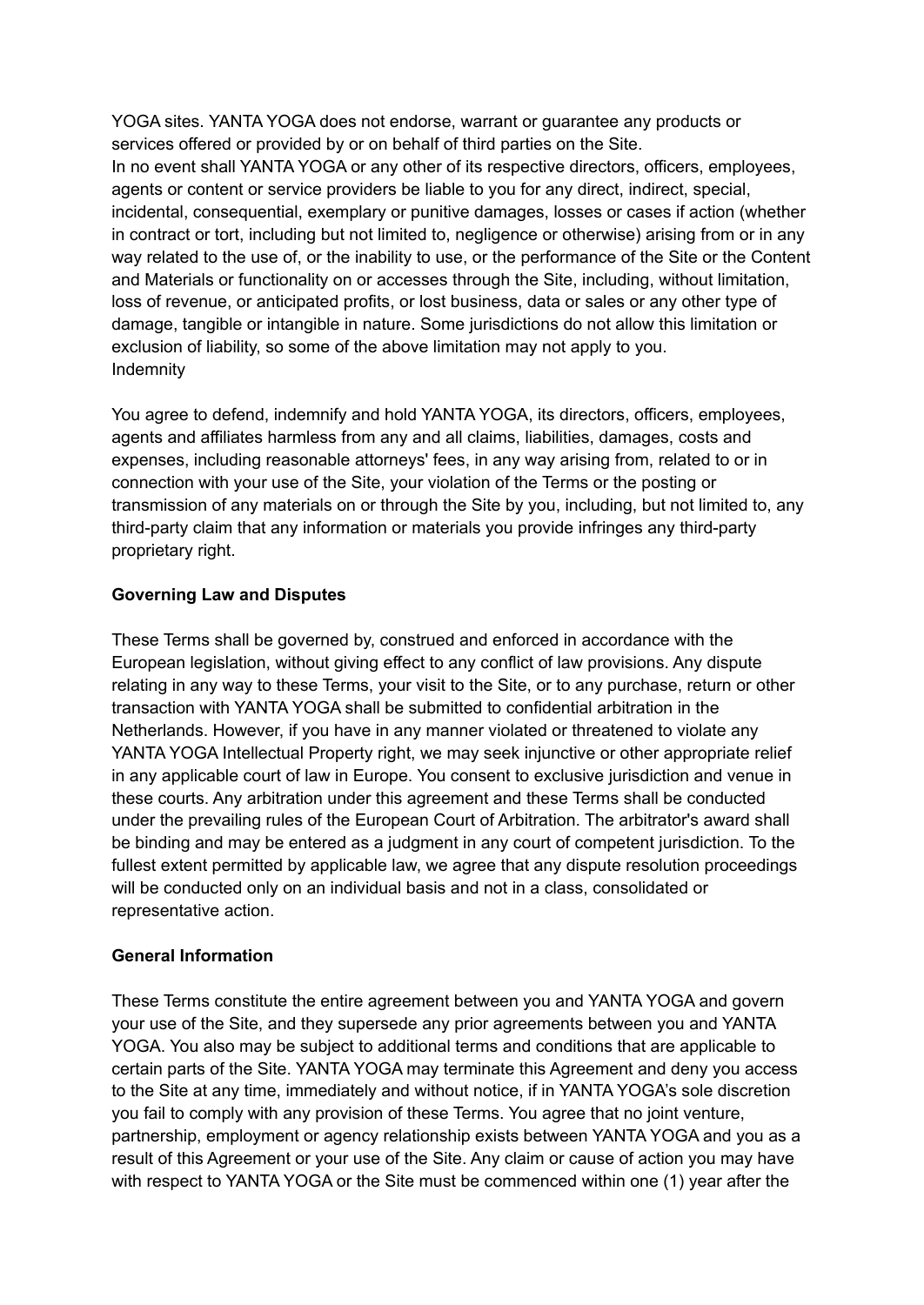YOGA sites. YANTA YOGA does not endorse, warrant or guarantee any products or services offered or provided by or on behalf of third parties on the Site.
In no event shall YANTA YOGA or any other of its respective directors, officers, employees, agents or content or service providers be liable to you for any direct, indirect, special, incidental, consequential, exemplary or punitive damages, losses or cases if action (whether in contract or tort, including but not limited to, negligence or otherwise) arising from or in any way related to the use of, or the inability to use, or the performance of the Site or the Content and Materials or functionality on or accesses through the Site, including, without limitation, loss of revenue, or anticipated profits, or lost business, data or sales or any other type of damage, tangible or intangible in nature. Some jurisdictions do not allow this limitation or exclusion of liability, so some of the above limitation may not apply to you.
Indemnity

You agree to defend, indemnify and hold YANTA YOGA, its directors, officers, employees, agents and affiliates harmless from any and all claims, liabilities, damages, costs and expenses, including reasonable attorneys' fees, in any way arising from, related to or in connection with your use of the Site, your violation of the Terms or the posting or transmission of any materials on or through the Site by you, including, but not limited to, any third-party claim that any information or materials you provide infringes any third-party proprietary right.

**Governing Law and Disputes**

These Terms shall be governed by, construed and enforced in accordance with the European legislation, without giving effect to any conflict of law provisions. Any dispute relating in any way to these Terms, your visit to the Site, or to any purchase, return or other transaction with YANTA YOGA shall be submitted to confidential arbitration in the Netherlands. However, if you have in any manner violated or threatened to violate any YANTA YOGA Intellectual Property right, we may seek injunctive or other appropriate relief in any applicable court of law in Europe. You consent to exclusive jurisdiction and venue in these courts. Any arbitration under this agreement and these Terms shall be conducted under the prevailing rules of the European Court of Arbitration. The arbitrator's award shall be binding and may be entered as a judgment in any court of competent jurisdiction. To the fullest extent permitted by applicable law, we agree that any dispute resolution proceedings will be conducted only on an individual basis and not in a class, consolidated or representative action.

**General Information**

These Terms constitute the entire agreement between you and YANTA YOGA and govern your use of the Site, and they supersede any prior agreements between you and YANTA YOGA. You also may be subject to additional terms and conditions that are applicable to certain parts of the Site. YANTA YOGA may terminate this Agreement and deny you access to the Site at any time, immediately and without notice, if in YANTA YOGA's sole discretion you fail to comply with any provision of these Terms. You agree that no joint venture, partnership, employment or agency relationship exists between YANTA YOGA and you as a result of this Agreement or your use of the Site. Any claim or cause of action you may have with respect to YANTA YOGA or the Site must be commenced within one (1) year after the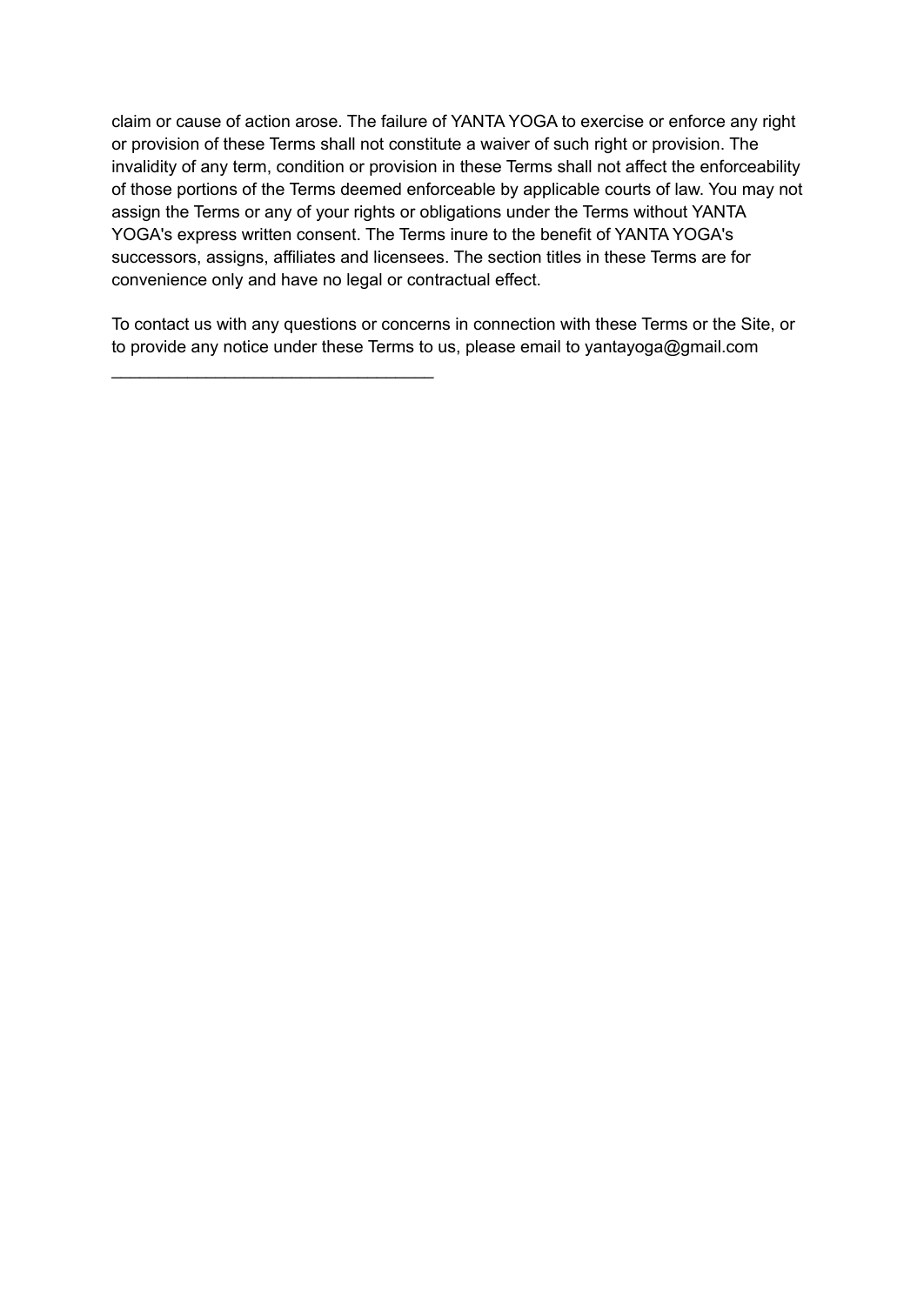claim or cause of action arose. The failure of YANTA YOGA to exercise or enforce any right or provision of these Terms shall not constitute a waiver of such right or provision. The invalidity of any term, condition or provision in these Terms shall not affect the enforceability of those portions of the Terms deemed enforceable by applicable courts of law. You may not assign the Terms or any of your rights or obligations under the Terms without YANTA YOGA's express written consent. The Terms inure to the benefit of YANTA YOGA's successors, assigns, affiliates and licensees. The section titles in these Terms are for convenience only and have no legal or contractual effect.

To contact us with any questions or concerns in connection with these Terms or the Site, or to provide any notice under these Terms to us, please email to yantayoga@gmail.com

---